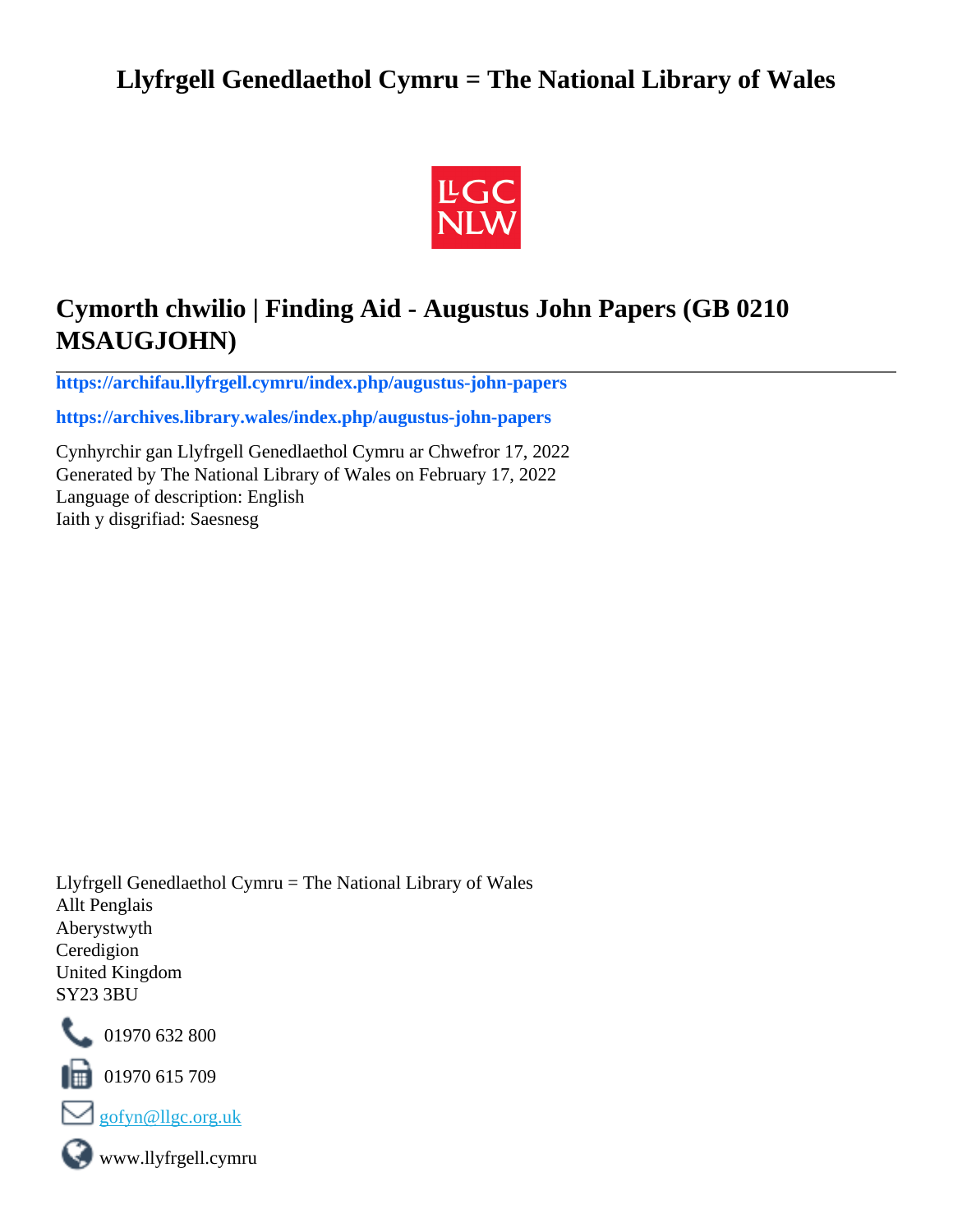# Llyfrgell Genedlaethol Cymru = The National Library of Wales

## Cymorth chwilio | Finding Aid - Augustus John Papers (GB 0210 MSAUGJOHN)

**https://archifau.llyfrgell.cymru/index.php/augustus-john-papers**

**https://archives.library.wales/index.php/augustus-john-papers**

Cynhyrchir gan Llyfrgell Genedlaethol Cymru ar Chwefror 17, 2022
Generated by The National Library of Wales on February 17, 2022
Language of description: English
Iaith y disgrifiad: Saesnesg

Llyfrgell Genedlaethol Cymru = The National Library of Wales
Allt Penglais
Aberystwyth
Ceredigion
United Kingdom
SY23 3BU

01970 632 800

01970 615 709

gofyn@llgc.org.uk

www.llyfrgell.cymru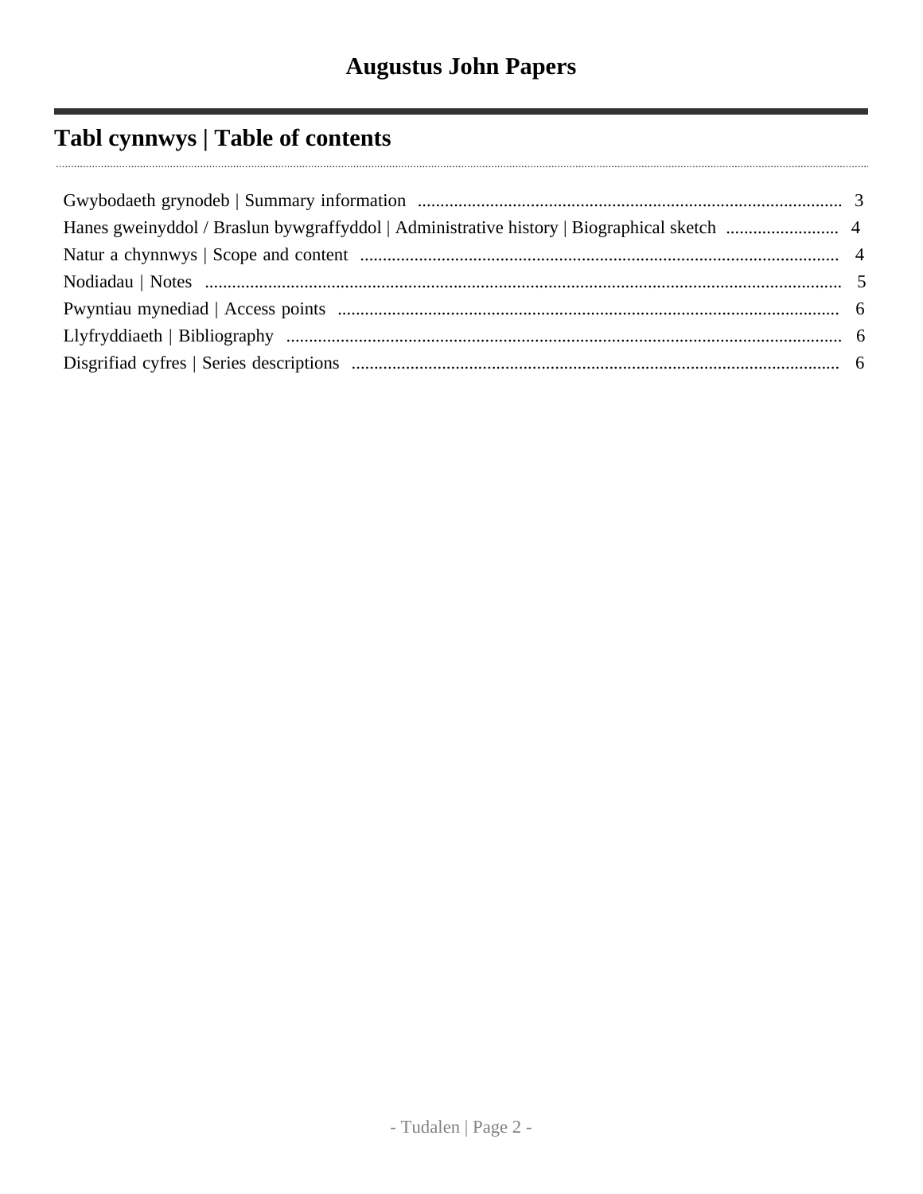# Augustus John Papers

## Tabl cynnwys | Table of contents

- Gwybodaeth grynodeb | Summary information .................... 3
- Hanes gweinyddol / Braslun bywgraffyddol | Administrative history | Biographical sketch .................... 4
- Natur a chynnwys | Scope and content .................... 4
- Nodiadau | Notes .................... 5
- Pwyntiau mynediad | Access points .................... 6
- Llyfryddiaeth | Bibliography .................... 6
- Disgrifiad cyfres | Series descriptions .................... 6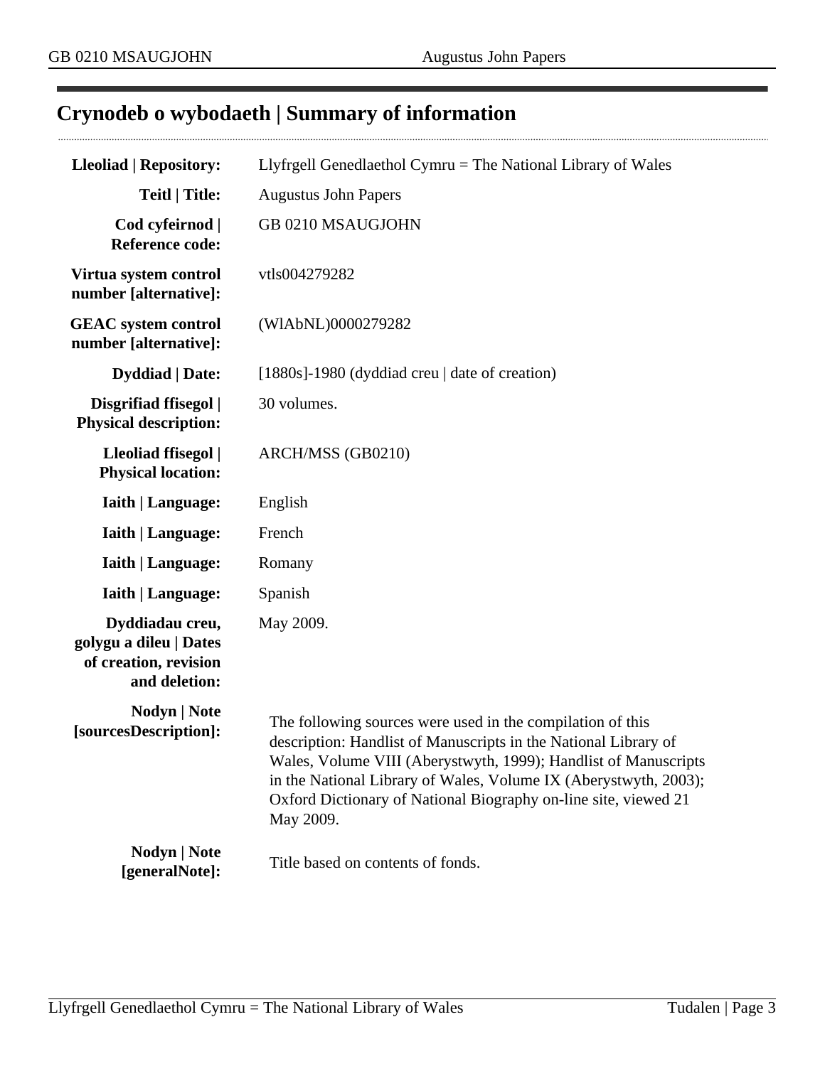## Crynodeb o wybodaeth | Summary of information

| | |
|---|---|
| **Lleoliad \| Repository:** | Llyfrgell Genedlaethol Cymru = The National Library of Wales |
| **Teitl \| Title:** | Augustus John Papers |
| **Cod cyfeirnod \| Reference code:** | GB 0210 MSAUGJOHN |
| **Virtua system control number [alternative]:** | vtls004279282 |
| **GEAC system control number [alternative]:** | (WlAbNL)0000279282 |
| **Dyddiad \| Date:** | [1880s]-1980 (dyddiad creu \| date of creation) |
| **Disgrifiad ffisegol \| Physical description:** | 30 volumes. |
| **Lleoliad ffisegol \| Physical location:** | ARCH/MSS (GB0210) |
| **Iaith \| Language:** | English |
| **Iaith \| Language:** | French |
| **Iaith \| Language:** | Romany |
| **Iaith \| Language:** | Spanish |
| **Dyddiadau creu, golygu a dileu \| Dates of creation, revision and deletion:** | May 2009. |
| **Nodyn \| Note [sourcesDescription]:** | The following sources were used in the compilation of this description: Handlist of Manuscripts in the National Library of Wales, Volume VIII (Aberystwyth, 1999); Handlist of Manuscripts in the National Library of Wales, Volume IX (Aberystwyth, 2003); Oxford Dictionary of National Biography on-line site, viewed 21 May 2009. |
| **Nodyn \| Note [generalNote]:** | Title based on contents of fonds. |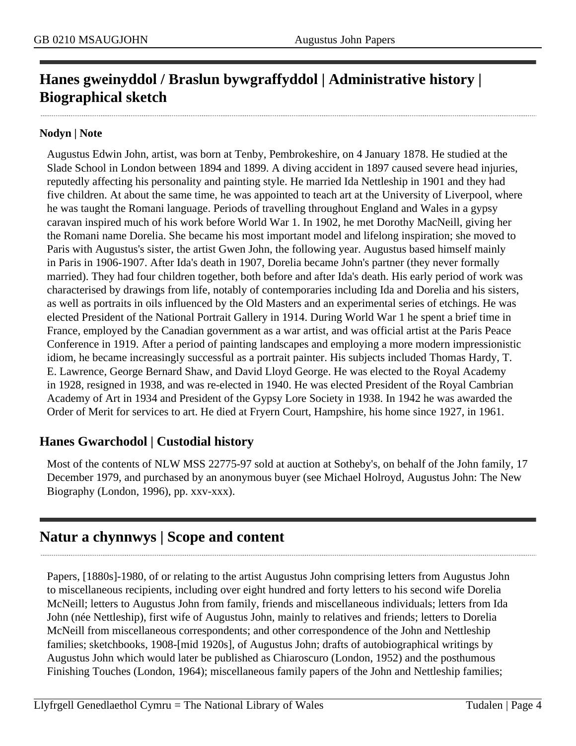## Hanes gweinyddol / Braslun bywgraffyddol | Administrative history | Biographical sketch

**Nodyn | Note**

Augustus Edwin John, artist, was born at Tenby, Pembrokeshire, on 4 January 1878. He studied at the Slade School in London between 1894 and 1899. A diving accident in 1897 caused severe head injuries, reputedly affecting his personality and painting style. He married Ida Nettleship in 1901 and they had five children. At about the same time, he was appointed to teach art at the University of Liverpool, where he was taught the Romani language. Periods of travelling throughout England and Wales in a gypsy caravan inspired much of his work before World War 1. In 1902, he met Dorothy MacNeill, giving her the Romani name Dorelia. She became his most important model and lifelong inspiration; she moved to Paris with Augustus's sister, the artist Gwen John, the following year. Augustus based himself mainly in Paris in 1906-1907. After Ida's death in 1907, Dorelia became John's partner (they never formally married). They had four children together, both before and after Ida's death. His early period of work was characterised by drawings from life, notably of contemporaries including Ida and Dorelia and his sisters, as well as portraits in oils influenced by the Old Masters and an experimental series of etchings. He was elected President of the National Portrait Gallery in 1914. During World War 1 he spent a brief time in France, employed by the Canadian government as a war artist, and was official artist at the Paris Peace Conference in 1919. After a period of painting landscapes and employing a more modern impressionistic idiom, he became increasingly successful as a portrait painter. His subjects included Thomas Hardy, T. E. Lawrence, George Bernard Shaw, and David Lloyd George. He was elected to the Royal Academy in 1928, resigned in 1938, and was re-elected in 1940. He was elected President of the Royal Cambrian Academy of Art in 1934 and President of the Gypsy Lore Society in 1938. In 1942 he was awarded the Order of Merit for services to art. He died at Fryern Court, Hampshire, his home since 1927, in 1961.

## Hanes Gwarchodol | Custodial history

Most of the contents of NLW MSS 22775-97 sold at auction at Sotheby's, on behalf of the John family, 17 December 1979, and purchased by an anonymous buyer (see Michael Holroyd, Augustus John: The New Biography (London, 1996), pp. xxv-xxx).

## Natur a chynnwys | Scope and content

Papers, [1880s]-1980, of or relating to the artist Augustus John comprising letters from Augustus John to miscellaneous recipients, including over eight hundred and forty letters to his second wife Dorelia McNeill; letters to Augustus John from family, friends and miscellaneous individuals; letters from Ida John (née Nettleship), first wife of Augustus John, mainly to relatives and friends; letters to Dorelia McNeill from miscellaneous correspondents; and other correspondence of the John and Nettleship families; sketchbooks, 1908-[mid 1920s], of Augustus John; drafts of autobiographical writings by Augustus John which would later be published as Chiaroscuro (London, 1952) and the posthumous Finishing Touches (London, 1964); miscellaneous family papers of the John and Nettleship families;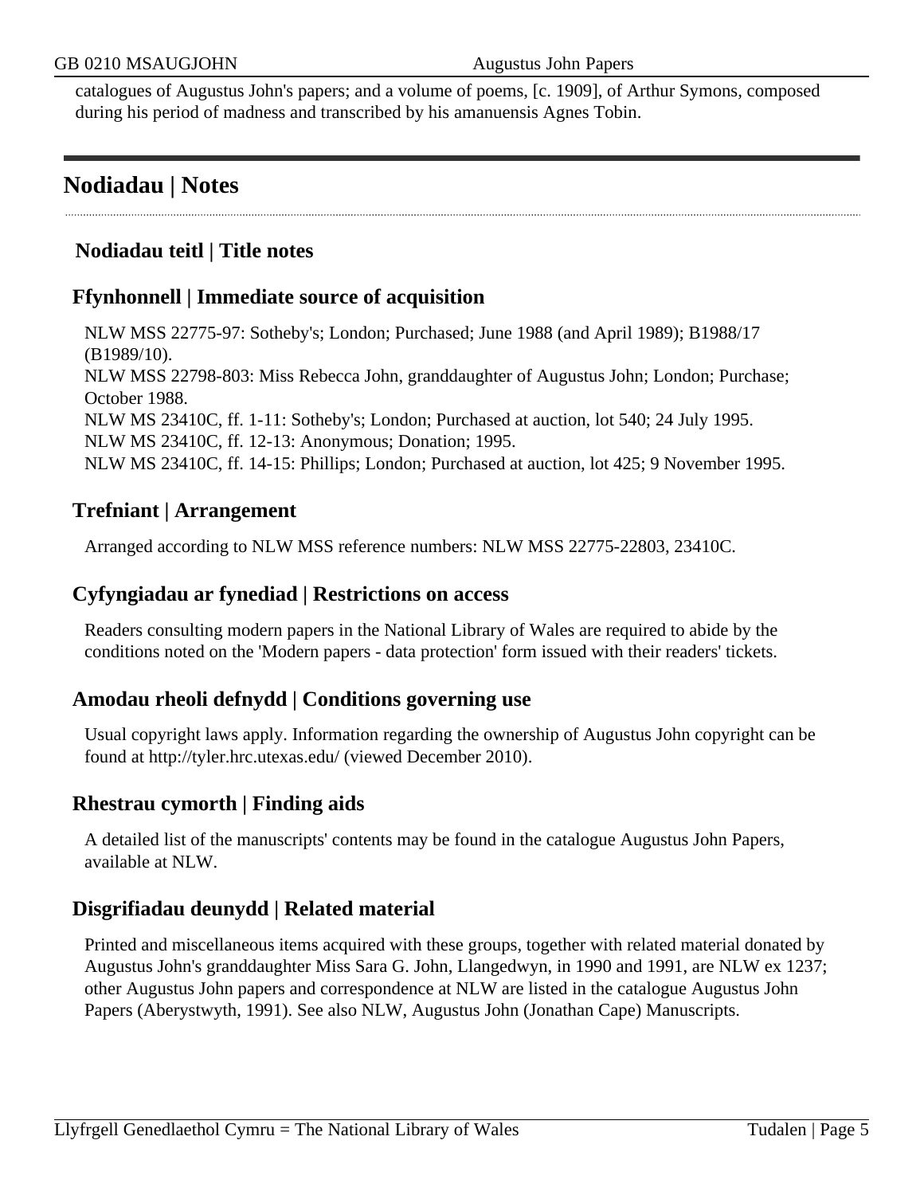catalogues of Augustus John's papers; and a volume of poems, [c. 1909], of Arthur Symons, composed during his period of madness and transcribed by his amanuensis Agnes Tobin.

## Nodiadau | Notes

### Nodiadau teitl | Title notes

### Ffynhonnell | Immediate source of acquisition

NLW MSS 22775-97: Sotheby's; London; Purchased; June 1988 (and April 1989); B1988/17 (B1989/10).
NLW MSS 22798-803: Miss Rebecca John, granddaughter of Augustus John; London; Purchase; October 1988.
NLW MS 23410C, ff. 1-11: Sotheby's; London; Purchased at auction, lot 540; 24 July 1995.
NLW MS 23410C, ff. 12-13: Anonymous; Donation; 1995.
NLW MS 23410C, ff. 14-15: Phillips; London; Purchased at auction, lot 425; 9 November 1995.

### Trefniant | Arrangement

Arranged according to NLW MSS reference numbers: NLW MSS 22775-22803, 23410C.

### Cyfyngiadau ar fynediad | Restrictions on access

Readers consulting modern papers in the National Library of Wales are required to abide by the conditions noted on the 'Modern papers - data protection' form issued with their readers' tickets.

### Amodau rheoli defnydd | Conditions governing use

Usual copyright laws apply. Information regarding the ownership of Augustus John copyright can be found at http://tyler.hrc.utexas.edu/ (viewed December 2010).

### Rhestrau cymorth | Finding aids

A detailed list of the manuscripts' contents may be found in the catalogue Augustus John Papers, available at NLW.

### Disgrifiadau deunydd | Related material

Printed and miscellaneous items acquired with these groups, together with related material donated by Augustus John's granddaughter Miss Sara G. John, Llangedwyn, in 1990 and 1991, are NLW ex 1237; other Augustus John papers and correspondence at NLW are listed in the catalogue Augustus John Papers (Aberystwyth, 1991). See also NLW, Augustus John (Jonathan Cape) Manuscripts.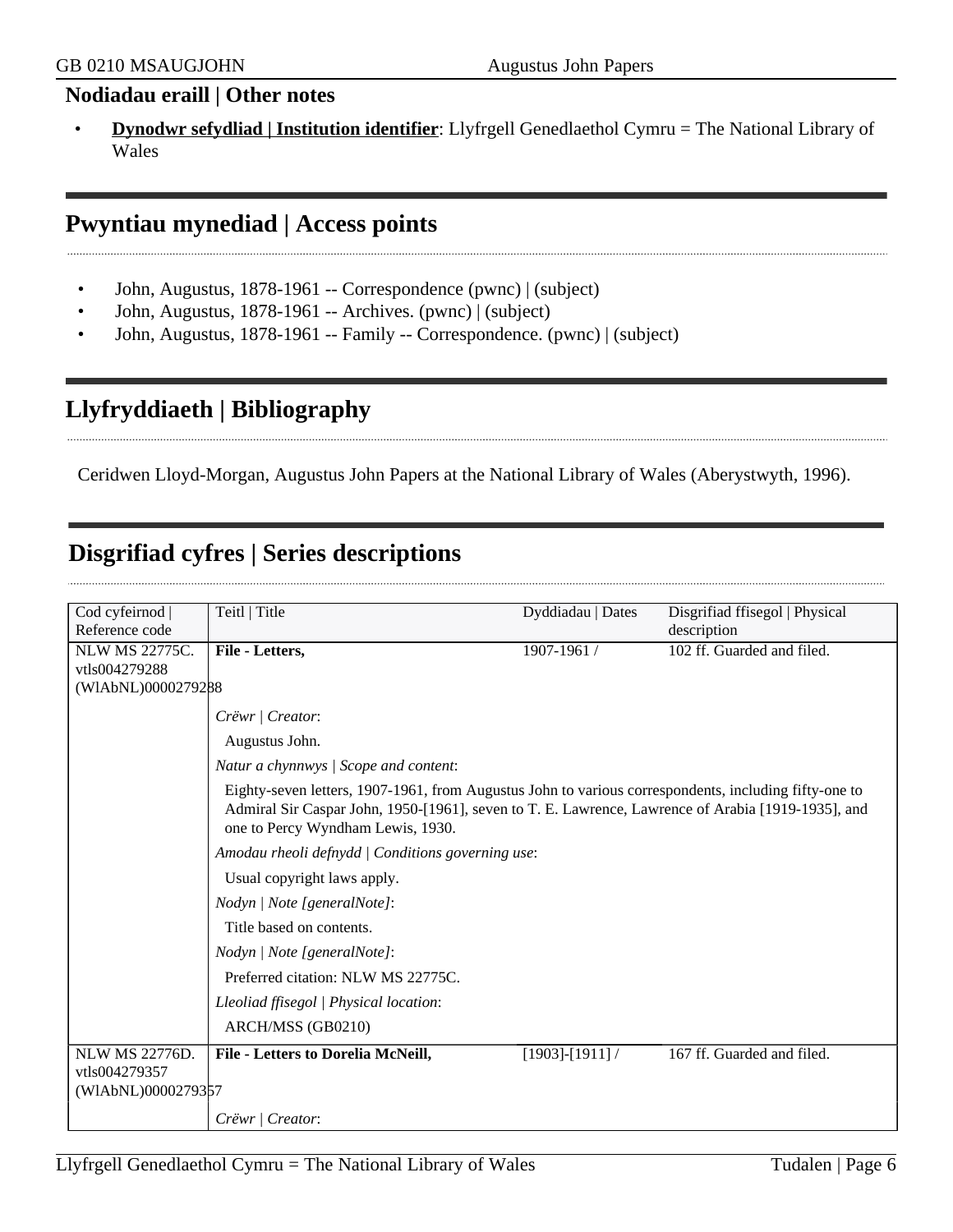## Nodiadau eraill | Other notes

- **Dynodwr sefydliad | Institution identifier**: Llyfrgell Genedlaethol Cymru = The National Library of Wales

## Pwyntiau mynediad | Access points

- John, Augustus, 1878-1961 -- Correspondence (pwnc) | (subject)
- John, Augustus, 1878-1961 -- Archives. (pwnc) | (subject)
- John, Augustus, 1878-1961 -- Family -- Correspondence. (pwnc) | (subject)

## Llyfryddiaeth | Bibliography

Ceridwen Lloyd-Morgan, Augustus John Papers at the National Library of Wales (Aberystwyth, 1996).

## Disgrifiad cyfres | Series descriptions

| Cod cyfeirnod \| Reference code | Teitl \| Title | Dyddiadau \| Dates | Disgrifiad ffisegol \| Physical description |
|---|---|---|---|
| NLW MS 22775C. vtls004279288 (WlAbNL)0000279288 | **File - Letters,** | 1907-1961 / | 102 ff. Guarded and filed. |
| | *Crëwr \| Creator*: Augustus John. *Natur a chynnwys \| Scope and content*: Eighty-seven letters, 1907-1961, from Augustus John to various correspondents, including fifty-one to Admiral Sir Caspar John, 1950-[1961], seven to T. E. Lawrence, Lawrence of Arabia [1919-1935], and one to Percy Wyndham Lewis, 1930. *Amodau rheoli defnydd \| Conditions governing use*: Usual copyright laws apply. *Nodyn \| Note [generalNote]*: Title based on contents. *Nodyn \| Note [generalNote]*: Preferred citation: NLW MS 22775C. *Lleoliad ffisegol \| Physical location*: ARCH/MSS (GB0210) | | |
| NLW MS 22776D. vtls004279357 (WlAbNL)0000279357 | **File - Letters to Dorelia McNeill,** | [1903]-[1911] / | 167 ff. Guarded and filed. |
| | *Crëwr \| Creator*: | | |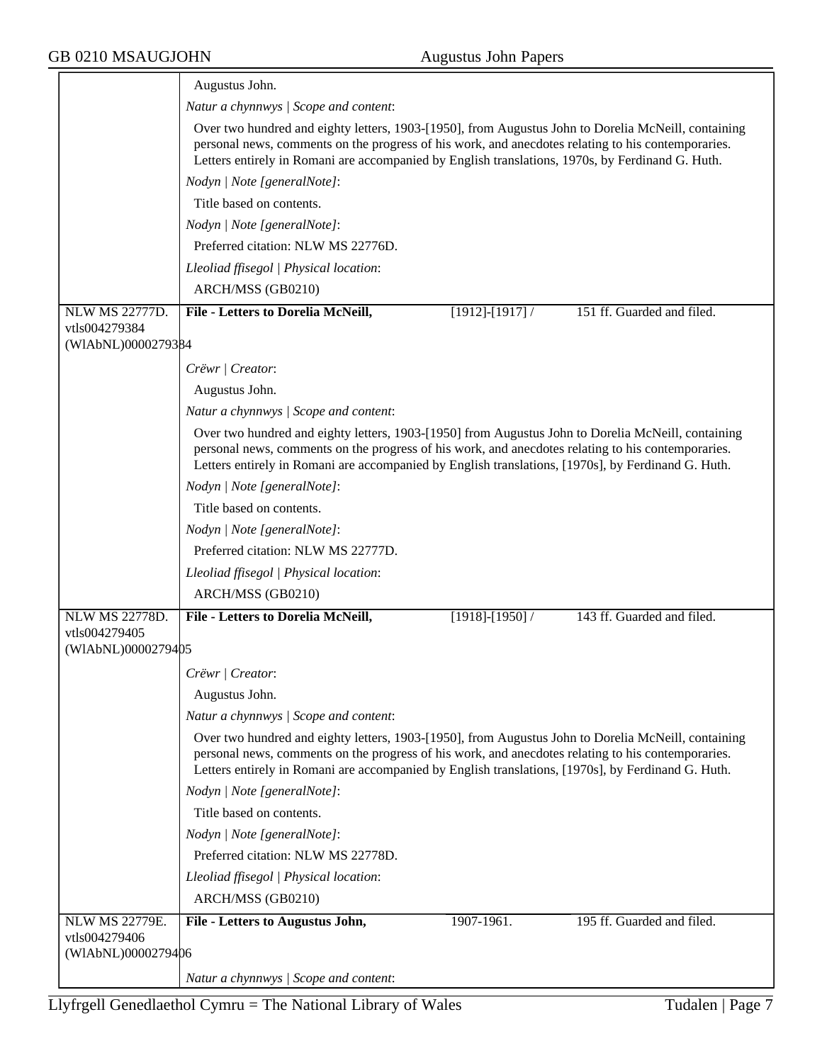Augustus John.

*Natur a chynnwys | Scope and content*:

Over two hundred and eighty letters, 1903-[1950], from Augustus John to Dorelia McNeill, containing personal news, comments on the progress of his work, and anecdotes relating to his contemporaries. Letters entirely in Romani are accompanied by English translations, 1970s, by Ferdinand G. Huth.

*Nodyn | Note [generalNote]*:

Title based on contents.

*Nodyn | Note [generalNote]*:

Preferred citation: NLW MS 22776D.

*Lleoliad ffisegol | Physical location*:

ARCH/MSS (GB0210)

---

NLW MS 22777D.
vtls004279384
(WlAbNL)0000279384

**File - Letters to Dorelia McNeill,** [1912]-[1917] / 151 ff. Guarded and filed.

*Crëwr | Creator*:

Augustus John.

*Natur a chynnwys | Scope and content*:

Over two hundred and eighty letters, 1903-[1950] from Augustus John to Dorelia McNeill, containing personal news, comments on the progress of his work, and anecdotes relating to his contemporaries. Letters entirely in Romani are accompanied by English translations, [1970s], by Ferdinand G. Huth.

*Nodyn | Note [generalNote]*:

Title based on contents.

*Nodyn | Note [generalNote]*:

Preferred citation: NLW MS 22777D.

*Lleoliad ffisegol | Physical location*:

ARCH/MSS (GB0210)

---

NLW MS 22778D.
vtls004279405
(WlAbNL)0000279405

**File - Letters to Dorelia McNeill,** [1918]-[1950] / 143 ff. Guarded and filed.

*Crëwr | Creator*:

Augustus John.

*Natur a chynnwys | Scope and content*:

Over two hundred and eighty letters, 1903-[1950], from Augustus John to Dorelia McNeill, containing personal news, comments on the progress of his work, and anecdotes relating to his contemporaries. Letters entirely in Romani are accompanied by English translations, [1970s], by Ferdinand G. Huth.

*Nodyn | Note [generalNote]*:

Title based on contents.

*Nodyn | Note [generalNote]*:

Preferred citation: NLW MS 22778D.

*Lleoliad ffisegol | Physical location*:

ARCH/MSS (GB0210)

---

NLW MS 22779E.
vtls004279406
(WlAbNL)0000279406

**File - Letters to Augustus John,** 1907-1961. 195 ff. Guarded and filed.

*Natur a chynnwys | Scope and content*: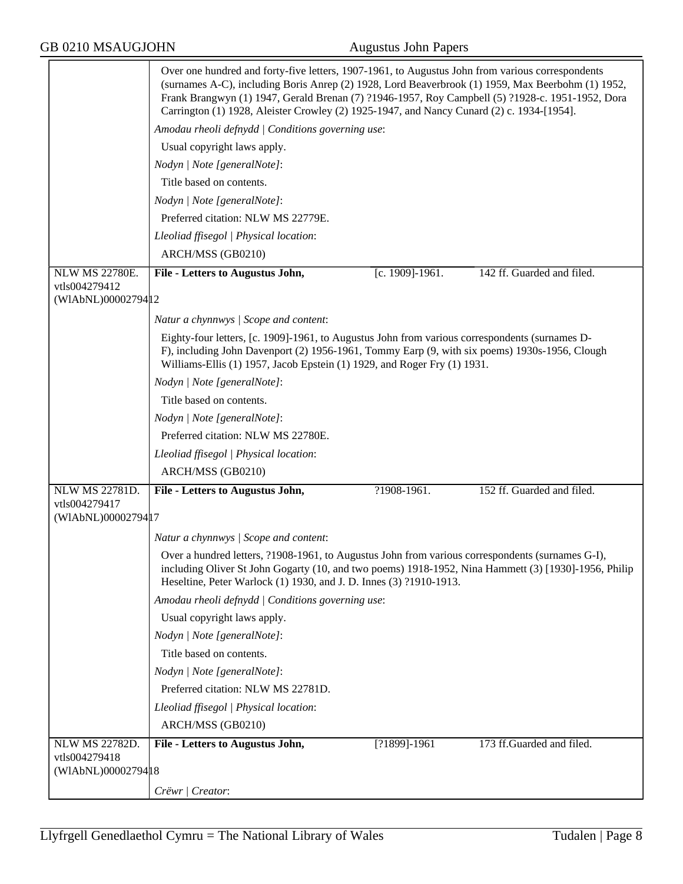Over one hundred and forty-five letters, 1907-1961, to Augustus John from various correspondents (surnames A-C), including Boris Anrep (2) 1928, Lord Beaverbrook (1) 1959, Max Beerbohm (1) 1952, Frank Brangwyn (1) 1947, Gerald Brenan (7) ?1946-1957, Roy Campbell (5) ?1928-c. 1951-1952, Dora Carrington (1) 1928, Aleister Crowley (2) 1925-1947, and Nancy Cunard (2) c. 1934-[1954].

*Amodau rheoli defnydd | Conditions governing use*:

Usual copyright laws apply.

*Nodyn | Note [generalNote]*:

Title based on contents.

*Nodyn | Note [generalNote]*:

Preferred citation: NLW MS 22779E.

*Lleoliad ffisegol | Physical location*:

ARCH/MSS (GB0210)

---

NLW MS 22780E.
vtls004279412
(WlAbNL)0000279412

**File - Letters to Augustus John,** [c. 1909]-1961. 142 ff. Guarded and filed.

*Natur a chynnwys | Scope and content*:

Eighty-four letters, [c. 1909]-1961, to Augustus John from various correspondents (surnames D-F), including John Davenport (2) 1956-1961, Tommy Earp (9, with six poems) 1930s-1956, Clough Williams-Ellis (1) 1957, Jacob Epstein (1) 1929, and Roger Fry (1) 1931.

*Nodyn | Note [generalNote]*:

Title based on contents.

*Nodyn | Note [generalNote]*:

Preferred citation: NLW MS 22780E.

*Lleoliad ffisegol | Physical location*:

ARCH/MSS (GB0210)

---

NLW MS 22781D.
vtls004279417
(WlAbNL)0000279417

**File - Letters to Augustus John,** ?1908-1961. 152 ff. Guarded and filed.

*Natur a chynnwys | Scope and content*:

Over a hundred letters, ?1908-1961, to Augustus John from various correspondents (surnames G-I), including Oliver St John Gogarty (10, and two poems) 1918-1952, Nina Hammett (3) [1930]-1956, Philip Heseltine, Peter Warlock (1) 1930, and J. D. Innes (3) ?1910-1913.

*Amodau rheoli defnydd | Conditions governing use*:

Usual copyright laws apply.

*Nodyn | Note [generalNote]*:

Title based on contents.

*Nodyn | Note [generalNote]*:

Preferred citation: NLW MS 22781D.

*Lleoliad ffisegol | Physical location*:

ARCH/MSS (GB0210)

---

NLW MS 22782D.
vtls004279418
(WlAbNL)0000279418

**File - Letters to Augustus John,** [?1899]-1961 173 ff.Guarded and filed.

*Crëwr | Creator*: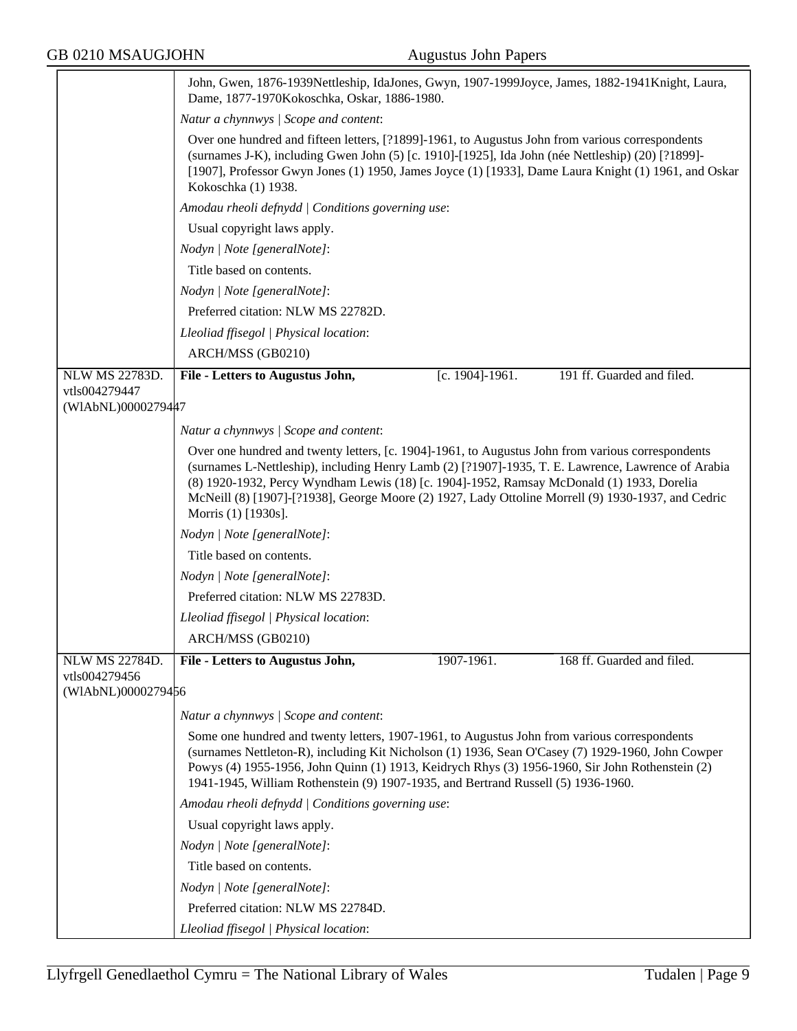John, Gwen, 1876-1939Nettleship, IdaJones, Gwyn, 1907-1999Joyce, James, 1882-1941Knight, Laura, Dame, 1877-1970Kokoschka, Oskar, 1886-1980.

*Natur a chynnwys | Scope and content*:

Over one hundred and fifteen letters, [?1899]-1961, to Augustus John from various correspondents (surnames J-K), including Gwen John (5) [c. 1910]-[1925], Ida John (née Nettleship) (20) [?1899]-[1907], Professor Gwyn Jones (1) 1950, James Joyce (1) [1933], Dame Laura Knight (1) 1961, and Oskar Kokoschka (1) 1938.

*Amodau rheoli defnydd | Conditions governing use*:

Usual copyright laws apply.

*Nodyn | Note [generalNote]*:

Title based on contents.

*Nodyn | Note [generalNote]*:

Preferred citation: NLW MS 22782D.

*Lleoliad ffisegol | Physical location*:

ARCH/MSS (GB0210)

---

NLW MS 22783D.
vtls004279447
(WlAbNL)0000279447

**File - Letters to Augustus John,** [c. 1904]-1961. 191 ff. Guarded and filed.

*Natur a chynnwys | Scope and content*:

Over one hundred and twenty letters, [c. 1904]-1961, to Augustus John from various correspondents (surnames L-Nettleship), including Henry Lamb (2) [?1907]-1935, T. E. Lawrence, Lawrence of Arabia (8) 1920-1932, Percy Wyndham Lewis (18) [c. 1904]-1952, Ramsay McDonald (1) 1933, Dorelia McNeill (8) [1907]-[?1938], George Moore (2) 1927, Lady Ottoline Morrell (9) 1930-1937, and Cedric Morris (1) [1930s].

*Nodyn | Note [generalNote]*:

Title based on contents.

*Nodyn | Note [generalNote]*:

Preferred citation: NLW MS 22783D.

*Lleoliad ffisegol | Physical location*:

ARCH/MSS (GB0210)

---

NLW MS 22784D.
vtls004279456
(WlAbNL)0000279456

**File - Letters to Augustus John,** 1907-1961. 168 ff. Guarded and filed.

*Natur a chynnwys | Scope and content*:

Some one hundred and twenty letters, 1907-1961, to Augustus John from various correspondents (surnames Nettleton-R), including Kit Nicholson (1) 1936, Sean O'Casey (7) 1929-1960, John Cowper Powys (4) 1955-1956, John Quinn (1) 1913, Keidrych Rhys (3) 1956-1960, Sir John Rothenstein (2) 1941-1945, William Rothenstein (9) 1907-1935, and Bertrand Russell (5) 1936-1960.

*Amodau rheoli defnydd | Conditions governing use*:

Usual copyright laws apply.

*Nodyn | Note [generalNote]*:

Title based on contents.

*Nodyn | Note [generalNote]*:

Preferred citation: NLW MS 22784D.

*Lleoliad ffisegol | Physical location*: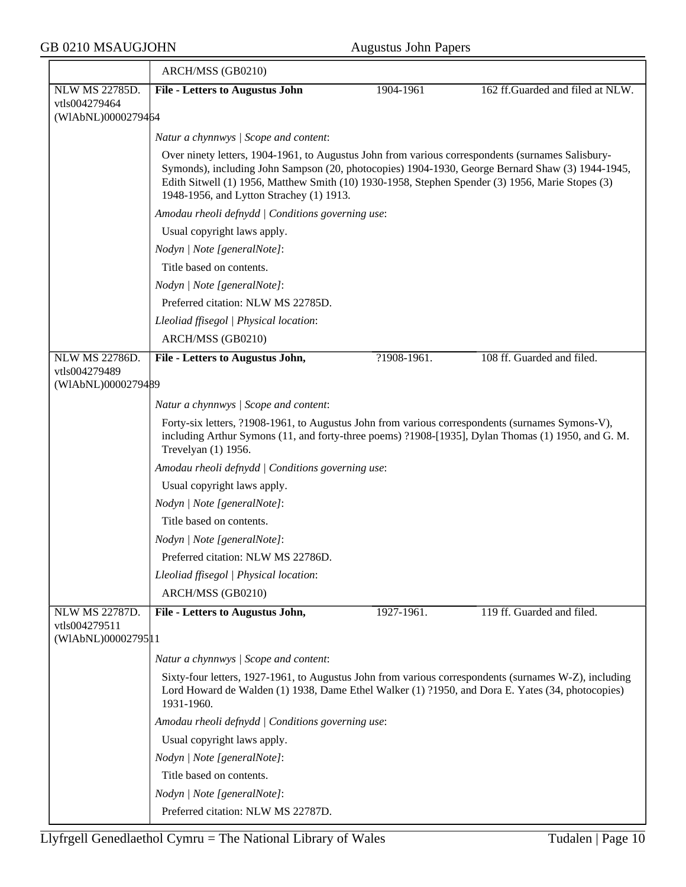ARCH/MSS (GB0210)

**NLW MS 22785D.** vtls004279464 (WlAbNL)0000279464

**File - Letters to Augustus John** | 1904-1961 | 162 ff.Guarded and filed at NLW.

*Natur a chynnwys | Scope and content*:

Over ninety letters, 1904-1961, to Augustus John from various correspondents (surnames Salisbury-Symonds), including John Sampson (20, photocopies) 1904-1930, George Bernard Shaw (3) 1944-1945, Edith Sitwell (1) 1956, Matthew Smith (10) 1930-1958, Stephen Spender (3) 1956, Marie Stopes (3) 1948-1956, and Lytton Strachey (1) 1913.

*Amodau rheoli defnydd | Conditions governing use*:

Usual copyright laws apply.

*Nodyn | Note [generalNote]*:

Title based on contents.

*Nodyn | Note [generalNote]*:

Preferred citation: NLW MS 22785D.

*Lleoliad ffisegol | Physical location*:

ARCH/MSS (GB0210)

**NLW MS 22786D.** vtls004279489 (WlAbNL)0000279489

**File - Letters to Augustus John,** | ?1908-1961. | 108 ff. Guarded and filed.

*Natur a chynnwys | Scope and content*:

Forty-six letters, ?1908-1961, to Augustus John from various correspondents (surnames Symons-V), including Arthur Symons (11, and forty-three poems) ?1908-[1935], Dylan Thomas (1) 1950, and G. M. Trevelyan (1) 1956.

*Amodau rheoli defnydd | Conditions governing use*:

Usual copyright laws apply.

*Nodyn | Note [generalNote]*:

Title based on contents.

*Nodyn | Note [generalNote]*:

Preferred citation: NLW MS 22786D.

*Lleoliad ffisegol | Physical location*:

ARCH/MSS (GB0210)

**NLW MS 22787D.** vtls004279511 (WlAbNL)0000279511

**File - Letters to Augustus John,** | 1927-1961. | 119 ff. Guarded and filed.

*Natur a chynnwys | Scope and content*:

Sixty-four letters, 1927-1961, to Augustus John from various correspondents (surnames W-Z), including Lord Howard de Walden (1) 1938, Dame Ethel Walker (1) ?1950, and Dora E. Yates (34, photocopies) 1931-1960.

*Amodau rheoli defnydd | Conditions governing use*:

Usual copyright laws apply.

*Nodyn | Note [generalNote]*:

Title based on contents.

*Nodyn | Note [generalNote]*:

Preferred citation: NLW MS 22787D.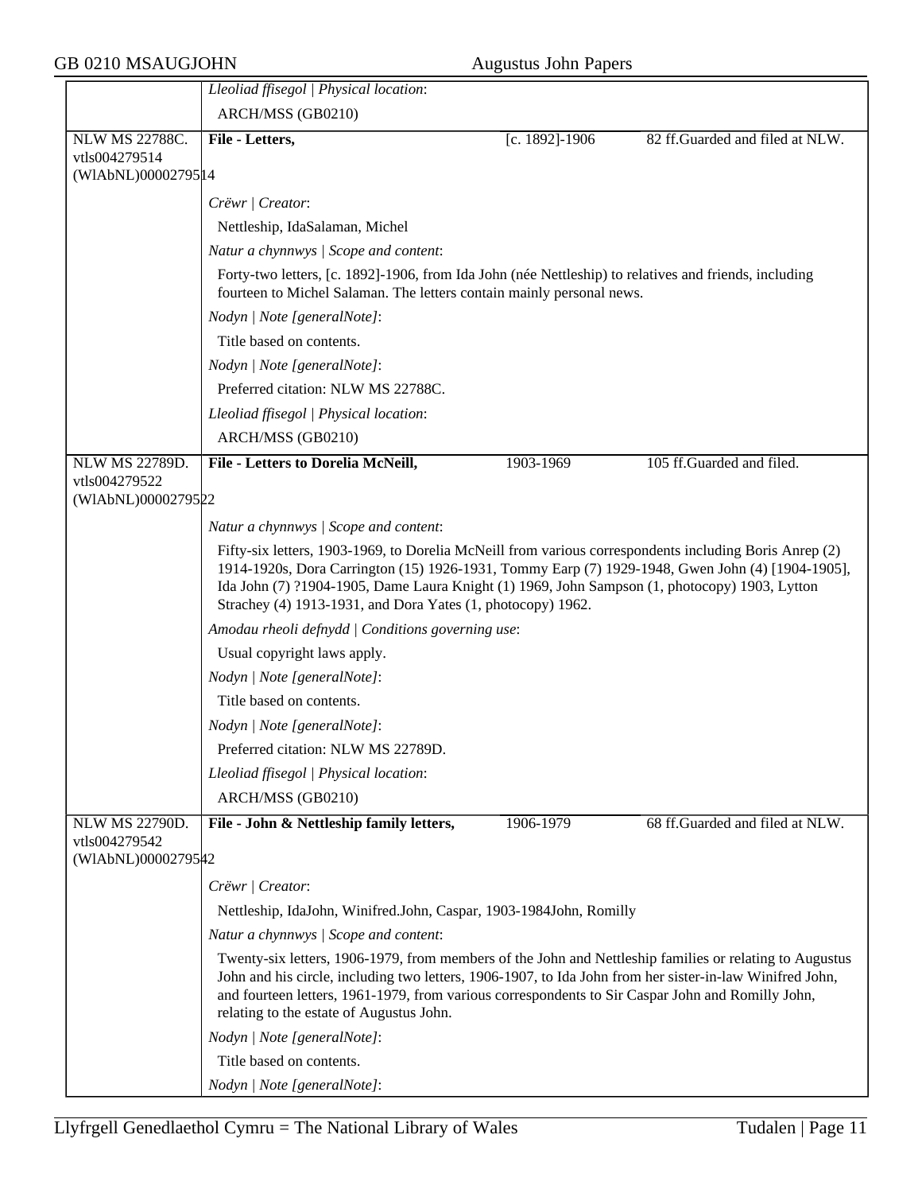| | |
|---|---|
| | *Lleoliad ffisegol \| Physical location*: |
| | ARCH/MSS (GB0210) |
| NLW MS 22788C. vtls004279514 (WlAbNL)0000279514 | **File - Letters,** [c. 1892]-1906 82 ff.Guarded and filed at NLW. |
| | *Crëwr \| Creator*: |
| | Nettleship, IdaSalaman, Michel |
| | *Natur a chynnwys \| Scope and content*: |
| | Forty-two letters, [c. 1892]-1906, from Ida John (née Nettleship) to relatives and friends, including fourteen to Michel Salaman. The letters contain mainly personal news. |
| | *Nodyn \| Note [generalNote]*: |
| | Title based on contents. |
| | *Nodyn \| Note [generalNote]*: |
| | Preferred citation: NLW MS 22788C. |
| | *Lleoliad ffisegol \| Physical location*: |
| | ARCH/MSS (GB0210) |
| NLW MS 22789D. vtls004279522 (WlAbNL)0000279522 | **File - Letters to Dorelia McNeill,** 1903-1969 105 ff.Guarded and filed. |
| | *Natur a chynnwys \| Scope and content*: |
| | Fifty-six letters, 1903-1969, to Dorelia McNeill from various correspondents including Boris Anrep (2) 1914-1920s, Dora Carrington (15) 1926-1931, Tommy Earp (7) 1929-1948, Gwen John (4) [1904-1905], Ida John (7) ?1904-1905, Dame Laura Knight (1) 1969, John Sampson (1, photocopy) 1903, Lytton Strachey (4) 1913-1931, and Dora Yates (1, photocopy) 1962. |
| | *Amodau rheoli defnydd \| Conditions governing use*: |
| | Usual copyright laws apply. |
| | *Nodyn \| Note [generalNote]*: |
| | Title based on contents. |
| | *Nodyn \| Note [generalNote]*: |
| | Preferred citation: NLW MS 22789D. |
| | *Lleoliad ffisegol \| Physical location*: |
| | ARCH/MSS (GB0210) |
| NLW MS 22790D. vtls004279542 (WlAbNL)0000279542 | **File - John & Nettleship family letters,** 1906-1979 68 ff.Guarded and filed at NLW. |
| | *Crëwr \| Creator*: |
| | Nettleship, IdaJohn, Winifred.John, Caspar, 1903-1984John, Romilly |
| | *Natur a chynnwys \| Scope and content*: |
| | Twenty-six letters, 1906-1979, from members of the John and Nettleship families or relating to Augustus John and his circle, including two letters, 1906-1907, to Ida John from her sister-in-law Winifred John, and fourteen letters, 1961-1979, from various correspondents to Sir Caspar John and Romilly John, relating to the estate of Augustus John. |
| | *Nodyn \| Note [generalNote]*: |
| | Title based on contents. |
| | *Nodyn \| Note [generalNote]*: |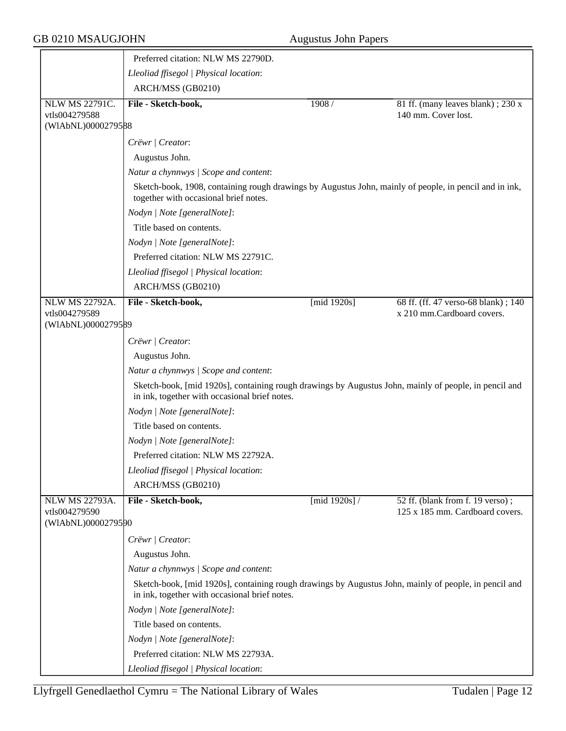Preferred citation: NLW MS 22790D.

*Lleoliad ffisegol | Physical location*:

ARCH/MSS (GB0210)

| NLW MS 22791C. vtls004279588 (WlAbNL)0000279588 | **File - Sketch-book,** | 1908 / | 81 ff. (many leaves blank) ; 230 x 140 mm. Cover lost. |
|---|---|---|---|

*Crëwr | Creator*:

Augustus John.

*Natur a chynnwys | Scope and content*:

Sketch-book, 1908, containing rough drawings by Augustus John, mainly of people, in pencil and in ink, together with occasional brief notes.

*Nodyn | Note [generalNote]*:

Title based on contents.

*Nodyn | Note [generalNote]*:

Preferred citation: NLW MS 22791C.

*Lleoliad ffisegol | Physical location*:

ARCH/MSS (GB0210)

| NLW MS 22792A. vtls004279589 (WlAbNL)0000279589 | **File - Sketch-book,** | [mid 1920s] | 68 ff. (ff. 47 verso-68 blank) ; 140 x 210 mm.Cardboard covers. |
|---|---|---|---|

*Crëwr | Creator*:

Augustus John.

*Natur a chynnwys | Scope and content*:

Sketch-book, [mid 1920s], containing rough drawings by Augustus John, mainly of people, in pencil and in ink, together with occasional brief notes.

*Nodyn | Note [generalNote]*:

Title based on contents.

*Nodyn | Note [generalNote]*:

Preferred citation: NLW MS 22792A.

*Lleoliad ffisegol | Physical location*:

ARCH/MSS (GB0210)

| NLW MS 22793A. vtls004279590 (WlAbNL)0000279590 | **File - Sketch-book,** | [mid 1920s] / | 52 ff. (blank from f. 19 verso) ; 125 x 185 mm. Cardboard covers. |
|---|---|---|---|

*Crëwr | Creator*:

Augustus John.

*Natur a chynnwys | Scope and content*:

Sketch-book, [mid 1920s], containing rough drawings by Augustus John, mainly of people, in pencil and in ink, together with occasional brief notes.

*Nodyn | Note [generalNote]*:

Title based on contents.

*Nodyn | Note [generalNote]*:

Preferred citation: NLW MS 22793A.

*Lleoliad ffisegol | Physical location*: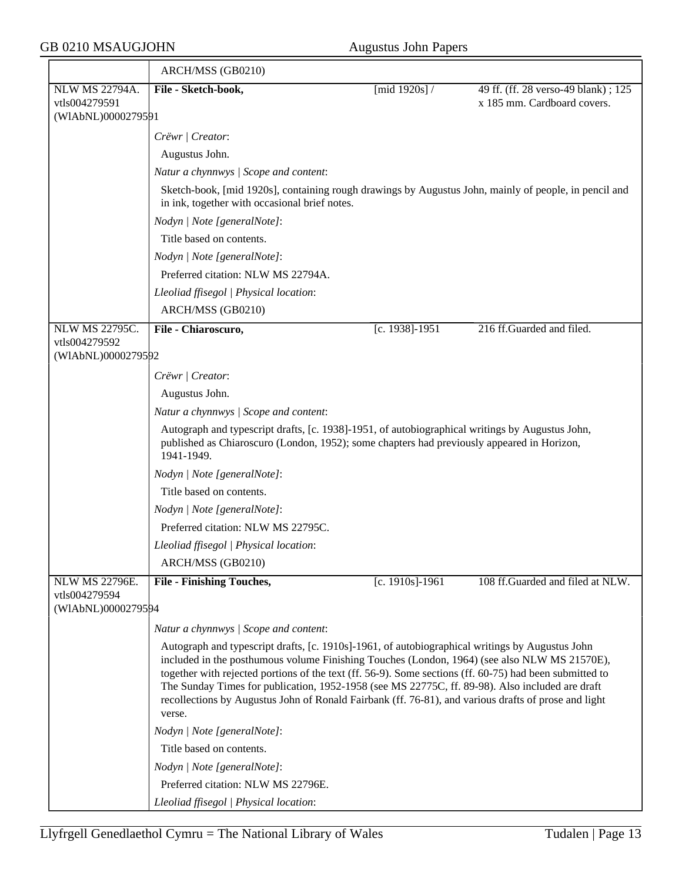ARCH/MSS (GB0210)

| NLW MS 22794A. vtls004279591 (WlAbNL)0000279591 | **File - Sketch-book,** | [mid 1920s] / | 49 ff. (ff. 28 verso-49 blank) ; 125 x 185 mm. Cardboard covers. |
|---|---|---|---|

*Crëwr | Creator*:

Augustus John.

*Natur a chynnwys | Scope and content*:

Sketch-book, [mid 1920s], containing rough drawings by Augustus John, mainly of people, in pencil and in ink, together with occasional brief notes.

*Nodyn | Note [generalNote]*:

Title based on contents.

*Nodyn | Note [generalNote]*:

Preferred citation: NLW MS 22794A.

*Lleoliad ffisegol | Physical location*:

ARCH/MSS (GB0210)

| NLW MS 22795C. vtls004279592 (WlAbNL)0000279592 | **File - Chiaroscuro,** | [c. 1938]-1951 | 216 ff.Guarded and filed. |
|---|---|---|---|

*Crëwr | Creator*:

Augustus John.

*Natur a chynnwys | Scope and content*:

Autograph and typescript drafts, [c. 1938]-1951, of autobiographical writings by Augustus John, published as Chiaroscuro (London, 1952); some chapters had previously appeared in Horizon, 1941-1949.

*Nodyn | Note [generalNote]*:

Title based on contents.

*Nodyn | Note [generalNote]*:

Preferred citation: NLW MS 22795C.

*Lleoliad ffisegol | Physical location*:

ARCH/MSS (GB0210)

| NLW MS 22796E. vtls004279594 (WlAbNL)0000279594 | **File - Finishing Touches,** | [c. 1910s]-1961 | 108 ff.Guarded and filed at NLW. |
|---|---|---|---|

*Natur a chynnwys | Scope and content*:

Autograph and typescript drafts, [c. 1910s]-1961, of autobiographical writings by Augustus John included in the posthumous volume Finishing Touches (London, 1964) (see also NLW MS 21570E), together with rejected portions of the text (ff. 56-9). Some sections (ff. 60-75) had been submitted to The Sunday Times for publication, 1952-1958 (see MS 22775C, ff. 89-98). Also included are draft recollections by Augustus John of Ronald Fairbank (ff. 76-81), and various drafts of prose and light verse.

*Nodyn | Note [generalNote]*:

Title based on contents.

*Nodyn | Note [generalNote]*:

Preferred citation: NLW MS 22796E.

*Lleoliad ffisegol | Physical location*: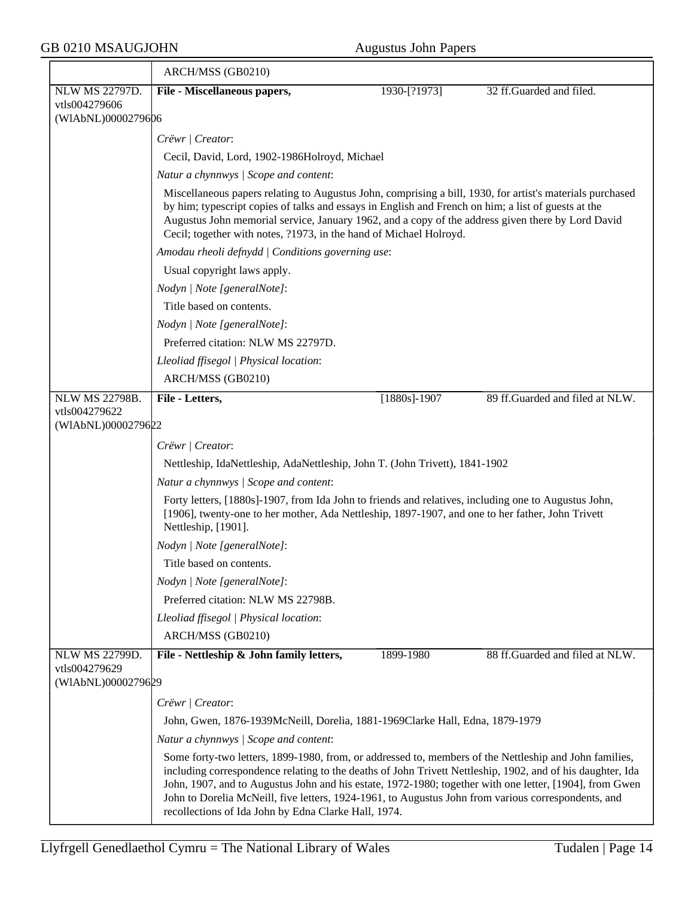ARCH/MSS (GB0210)

| | | | |
|---|---|---|---|
| NLW MS 22797D. vtls004279606 (WlAbNL)0000279606 | **File - Miscellaneous papers,** | 1930-[?1973] | 32 ff.Guarded and filed. |

*Crëwr | Creator*:

Cecil, David, Lord, 1902-1986Holroyd, Michael

*Natur a chynnwys | Scope and content*:

Miscellaneous papers relating to Augustus John, comprising a bill, 1930, for artist's materials purchased by him; typescript copies of talks and essays in English and French on him; a list of guests at the Augustus John memorial service, January 1962, and a copy of the address given there by Lord David Cecil; together with notes, ?1973, in the hand of Michael Holroyd.

*Amodau rheoli defnydd | Conditions governing use*:

Usual copyright laws apply.

*Nodyn | Note [generalNote]*:

Title based on contents.

*Nodyn | Note [generalNote]*:

Preferred citation: NLW MS 22797D.

*Lleoliad ffisegol | Physical location*:

ARCH/MSS (GB0210)

| | | | |
|---|---|---|---|
| NLW MS 22798B. vtls004279622 (WlAbNL)0000279622 | **File - Letters,** | [1880s]-1907 | 89 ff.Guarded and filed at NLW. |

*Crëwr | Creator*:

Nettleship, IdaNettleship, AdaNettleship, John T. (John Trivett), 1841-1902

*Natur a chynnwys | Scope and content*:

Forty letters, [1880s]-1907, from Ida John to friends and relatives, including one to Augustus John, [1906], twenty-one to her mother, Ada Nettleship, 1897-1907, and one to her father, John Trivett Nettleship, [1901].

*Nodyn | Note [generalNote]*:

Title based on contents.

*Nodyn | Note [generalNote]*:

Preferred citation: NLW MS 22798B.

*Lleoliad ffisegol | Physical location*:

ARCH/MSS (GB0210)

| | | | |
|---|---|---|---|
| NLW MS 22799D. vtls004279629 (WlAbNL)0000279629 | **File - Nettleship & John family letters,** | 1899-1980 | 88 ff.Guarded and filed at NLW. |

*Crëwr | Creator*:

John, Gwen, 1876-1939McNeill, Dorelia, 1881-1969Clarke Hall, Edna, 1879-1979

*Natur a chynnwys | Scope and content*:

Some forty-two letters, 1899-1980, from, or addressed to, members of the Nettleship and John families, including correspondence relating to the deaths of John Trivett Nettleship, 1902, and of his daughter, Ida John, 1907, and to Augustus John and his estate, 1972-1980; together with one letter, [1904], from Gwen John to Dorelia McNeill, five letters, 1924-1961, to Augustus John from various correspondents, and recollections of Ida John by Edna Clarke Hall, 1974.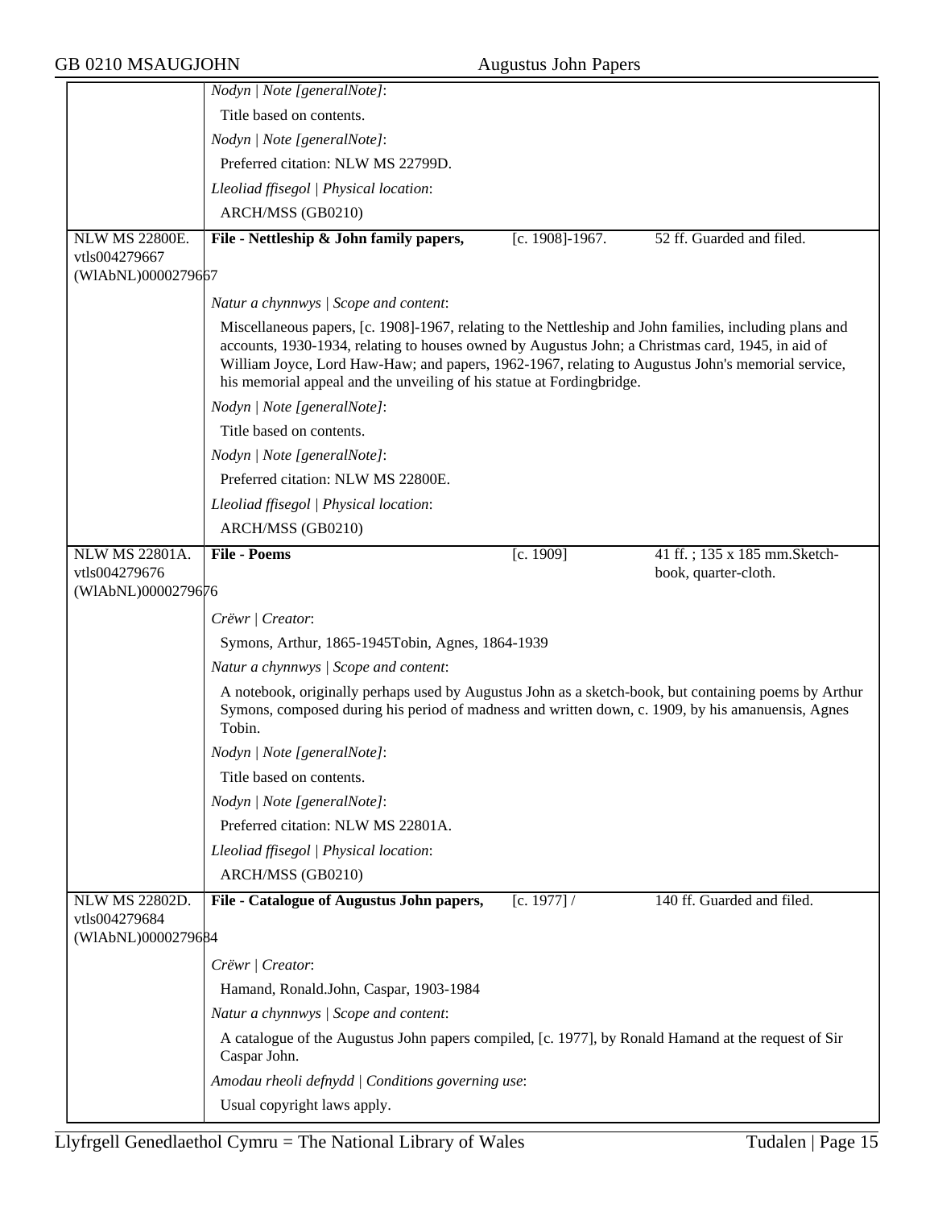*Nodyn | Note [generalNote]*:

Title based on contents.

*Nodyn | Note [generalNote]*:

Preferred citation: NLW MS 22799D.

*Lleoliad ffisegol | Physical location*:

ARCH/MSS (GB0210)

| NLW MS 22800E. vtls004279667 (WlAbNL)0000279667 | **File - Nettleship & John family papers,** | [c. 1908]-1967. | 52 ff. Guarded and filed. |
|---|---|---|---|

*Natur a chynnwys | Scope and content*:

Miscellaneous papers, [c. 1908]-1967, relating to the Nettleship and John families, including plans and accounts, 1930-1934, relating to houses owned by Augustus John; a Christmas card, 1945, in aid of William Joyce, Lord Haw-Haw; and papers, 1962-1967, relating to Augustus John's memorial service, his memorial appeal and the unveiling of his statue at Fordingbridge.

*Nodyn | Note [generalNote]*:

Title based on contents.

*Nodyn | Note [generalNote]*:

Preferred citation: NLW MS 22800E.

*Lleoliad ffisegol | Physical location*:

ARCH/MSS (GB0210)

| NLW MS 22801A. vtls004279676 (WlAbNL)0000279676 | **File - Poems** | [c. 1909] | 41 ff. ; 135 x 185 mm.Sketch-book, quarter-cloth. |
|---|---|---|---|

*Crëwr | Creator*:

Symons, Arthur, 1865-1945Tobin, Agnes, 1864-1939

*Natur a chynnwys | Scope and content*:

A notebook, originally perhaps used by Augustus John as a sketch-book, but containing poems by Arthur Symons, composed during his period of madness and written down, c. 1909, by his amanuensis, Agnes Tobin.

*Nodyn | Note [generalNote]*:

Title based on contents.

*Nodyn | Note [generalNote]*:

Preferred citation: NLW MS 22801A.

*Lleoliad ffisegol | Physical location*:

ARCH/MSS (GB0210)

| NLW MS 22802D. vtls004279684 (WlAbNL)0000279684 | **File - Catalogue of Augustus John papers,** | [c. 1977] / | 140 ff. Guarded and filed. |
|---|---|---|---|

*Crëwr | Creator*:

Hamand, Ronald.John, Caspar, 1903-1984

*Natur a chynnwys | Scope and content*:

A catalogue of the Augustus John papers compiled, [c. 1977], by Ronald Hamand at the request of Sir Caspar John.

*Amodau rheoli defnydd | Conditions governing use*:

Usual copyright laws apply.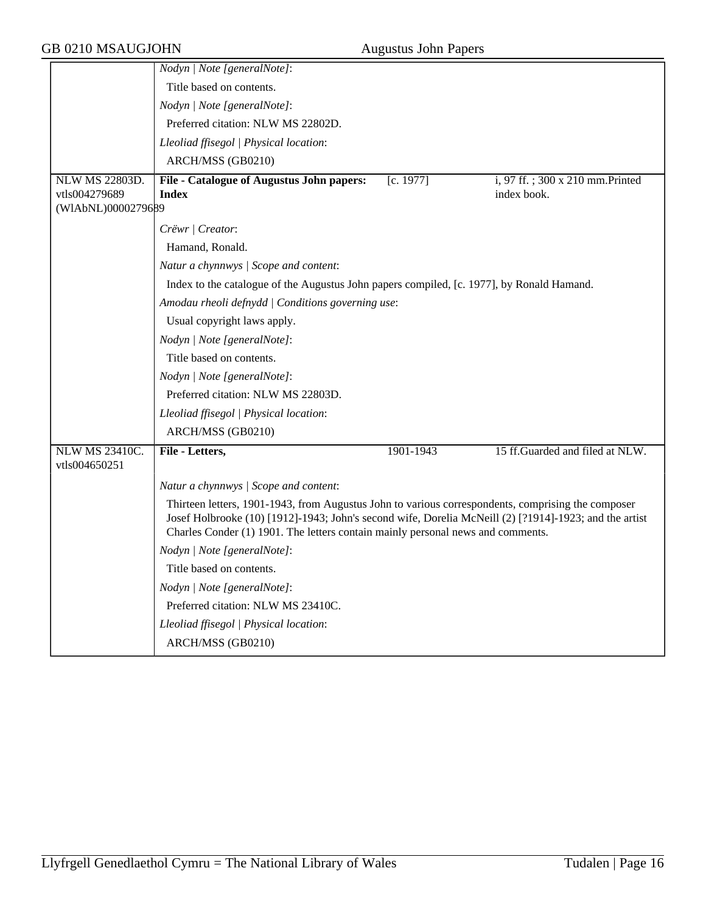| | |
|---|---|
| | *Nodyn \| Note [generalNote]*:<br>Title based on contents.<br>*Nodyn \| Note [generalNote]*:<br>Preferred citation: NLW MS 22802D.<br>*Lleoliad ffisegol \| Physical location*:<br>ARCH/MSS (GB0210) |
| NLW MS 22803D.<br>vtls004279689<br>(WlAbNL)0000279689 | **File - Catalogue of Augustus John papers: Index** [c. 1977] i, 97 ff. ; 300 x 210 mm.Printed index book.<br>*Crëwr \| Creator*:<br>Hamand, Ronald.<br>*Natur a chynnwys \| Scope and content*:<br>Index to the catalogue of the Augustus John papers compiled, [c. 1977], by Ronald Hamand.<br>*Amodau rheoli defnydd \| Conditions governing use*:<br>Usual copyright laws apply.<br>*Nodyn \| Note [generalNote]*:<br>Title based on contents.<br>*Nodyn \| Note [generalNote]*:<br>Preferred citation: NLW MS 22803D.<br>*Lleoliad ffisegol \| Physical location*:<br>ARCH/MSS (GB0210) |
| NLW MS 23410C.<br>vtls004650251 | **File - Letters,** 1901-1943 15 ff.Guarded and filed at NLW.<br>*Natur a chynnwys \| Scope and content*:<br>Thirteen letters, 1901-1943, from Augustus John to various correspondents, comprising the composer Josef Holbrooke (10) [1912]-1943; John's second wife, Dorelia McNeill (2) [?1914]-1923; and the artist Charles Conder (1) 1901. The letters contain mainly personal news and comments.<br>*Nodyn \| Note [generalNote]*:<br>Title based on contents.<br>*Nodyn \| Note [generalNote]*:<br>Preferred citation: NLW MS 23410C.<br>*Lleoliad ffisegol \| Physical location*:<br>ARCH/MSS (GB0210) |